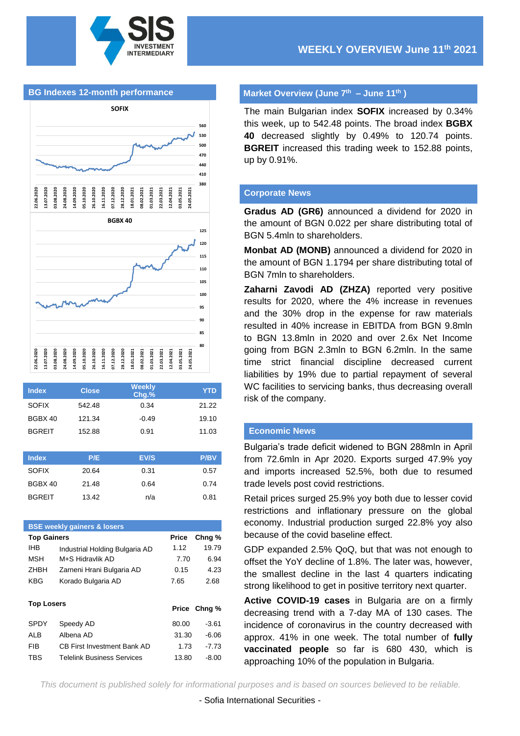# WEEKLY OVERVIEW June 11th 2021

## BG Indexes 12-month performance

| Index | Close | Weekly Chg.% | YTD |
|---|---|---|---|
| SOFIX | 542.48 | 0.34 | 21.22 |
| BGBX 40 | 121.34 | -0.49 | 19.10 |
| BGREIT | 152.88 | 0.91 | 11.03 |

| Index | P/E | EV/S | P/BV |
|---|---|---|---|
| SOFIX | 20.64 | 0.31 | 0.57 |
| BGBX 40 | 21.48 | 0.64 | 0.74 |
| BGREIT | 13.42 | n/a | 0.81 |

### BSE weekly gainers & losers

| Top Gainers | | Price | Chng % |
|---|---|---|---|
| IHB | Industrial Holding Bulgaria AD | 1.12 | 19.79 |
| MSH | M+S Hidravlik AD | 7.70 | 6.94 |
| ZHBH | Zarneni Hrani Bulgaria AD | 0.15 | 4.23 |
| KBG | Korado Bulgaria AD | 7.65 | 2.68 |

| Top Losers | | Price | Chng % |
|---|---|---|---|
| SPDY | Speedy AD | 80.00 | -3.61 |
| ALB | Albena AD | 31.30 | -6.06 |
| FIB | CB First Investment Bank AD | 1.73 | -7.73 |
| TBS | Telelink Business Services | 13.80 | -8.00 |

## Market Overview (June 7th – June 11th )

The main Bulgarian index **SOFIX** increased by 0.34% this week, up to 542.48 points. The broad index **BGBX 40** decreased slightly by 0.49% to 120.74 points. **BGREIT** increased this trading week to 152.88 points, up by 0.91%.

## Corporate News

**Gradus AD (GR6)** announced a dividend for 2020 in the amount of BGN 0.022 per share distributing total of BGN 5.4mln to shareholders.

**Monbat AD (MONB)** announced a dividend for 2020 in the amount of BGN 1.1794 per share distributing total of BGN 7mln to shareholders.

**Zaharni Zavodi AD (ZHZA)** reported very positive results for 2020, where the 4% increase in revenues and the 30% drop in the expense for raw materials resulted in 40% increase in EBITDA from BGN 9.8mln to BGN 13.8mln in 2020 and over 2.6x Net Income going from BGN 2.3mln to BGN 6.2mln. In the same time strict financial discipline decreased current liabilities by 19% due to partial repayment of several WC facilities to servicing banks, thus decreasing overall risk of the company.

## Economic News

Bulgaria's trade deficit widened to BGN 288mln in April from 72.6mln in Apr 2020. Exports surged 47.9% yoy and imports increased 52.5%, both due to resumed trade levels post covid restrictions.

Retail prices surged 25.9% yoy both due to lesser covid restrictions and inflationary pressure on the global economy. Industrial production surged 22.8% yoy also because of the covid baseline effect.

GDP expanded 2.5% QoQ, but that was not enough to offset the YoY decline of 1.8%. The later was, however, the smallest decline in the last 4 quarters indicating strong likelihood to get in positive territory next quarter.

**Active COVID-19 cases** in Bulgaria are on a firmly decreasing trend with a 7-day MA of 130 cases. The incidence of coronavirus in the country decreased with approx. 41% in one week. The total number of **fully vaccinated people** so far is 680 430, which is approaching 10% of the population in Bulgaria.

*This document is published solely for informational purposes and is based on sources believed to be reliable.*

- Sofia International Securities -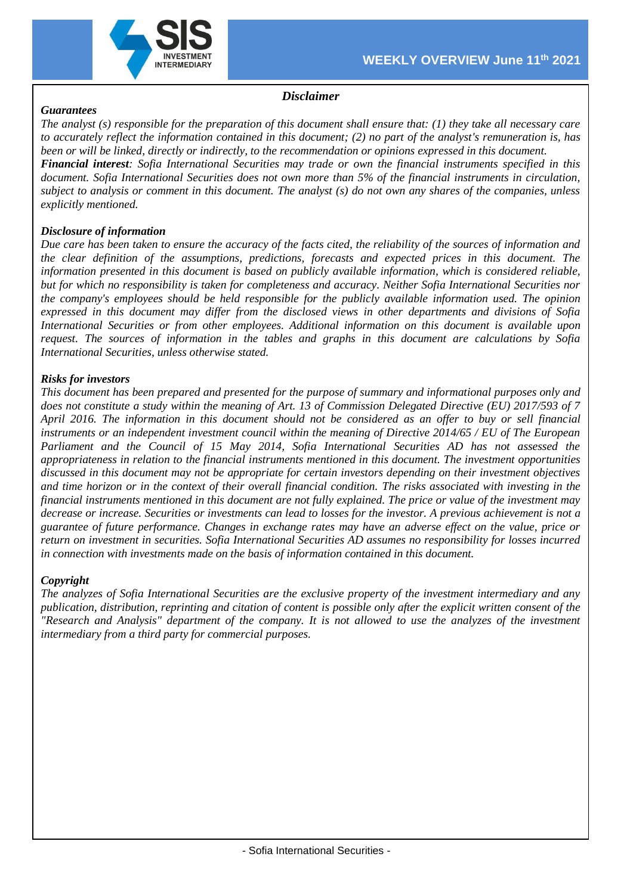## *Disclaimer*

***Guarantees***

*The analyst (s) responsible for the preparation of this document shall ensure that: (1) they take all necessary care to accurately reflect the information contained in this document; (2) no part of the analyst's remuneration is, has been or will be linked, directly or indirectly, to the recommendation or opinions expressed in this document.*

***Financial interest****: Sofia International Securities may trade or own the financial instruments specified in this document. Sofia International Securities does not own more than 5% of the financial instruments in circulation, subject to analysis or comment in this document. The analyst (s) do not own any shares of the companies, unless explicitly mentioned.*

***Disclosure of information***

*Due care has been taken to ensure the accuracy of the facts cited, the reliability of the sources of information and the clear definition of the assumptions, predictions, forecasts and expected prices in this document. The information presented in this document is based on publicly available information, which is considered reliable, but for which no responsibility is taken for completeness and accuracy. Neither Sofia International Securities nor the company's employees should be held responsible for the publicly available information used. The opinion expressed in this document may differ from the disclosed views in other departments and divisions of Sofia International Securities or from other employees. Additional information on this document is available upon request. The sources of information in the tables and graphs in this document are calculations by Sofia International Securities, unless otherwise stated.*

***Risks for investors***

*This document has been prepared and presented for the purpose of summary and informational purposes only and does not constitute a study within the meaning of Art. 13 of Commission Delegated Directive (EU) 2017/593 of 7 April 2016. The information in this document should not be considered as an offer to buy or sell financial instruments or an independent investment council within the meaning of Directive 2014/65 / EU of The European Parliament and the Council of 15 May 2014, Sofia International Securities AD has not assessed the appropriateness in relation to the financial instruments mentioned in this document. The investment opportunities discussed in this document may not be appropriate for certain investors depending on their investment objectives and time horizon or in the context of their overall financial condition. The risks associated with investing in the financial instruments mentioned in this document are not fully explained. The price or value of the investment may decrease or increase. Securities or investments can lead to losses for the investor. A previous achievement is not a guarantee of future performance. Changes in exchange rates may have an adverse effect on the value, price or return on investment in securities. Sofia International Securities AD assumes no responsibility for losses incurred in connection with investments made on the basis of information contained in this document.*

***Copyright***

*The analyzes of Sofia International Securities are the exclusive property of the investment intermediary and any publication, distribution, reprinting and citation of content is possible only after the explicit written consent of the "Research and Analysis" department of the company. It is not allowed to use the analyzes of the investment intermediary from a third party for commercial purposes.*